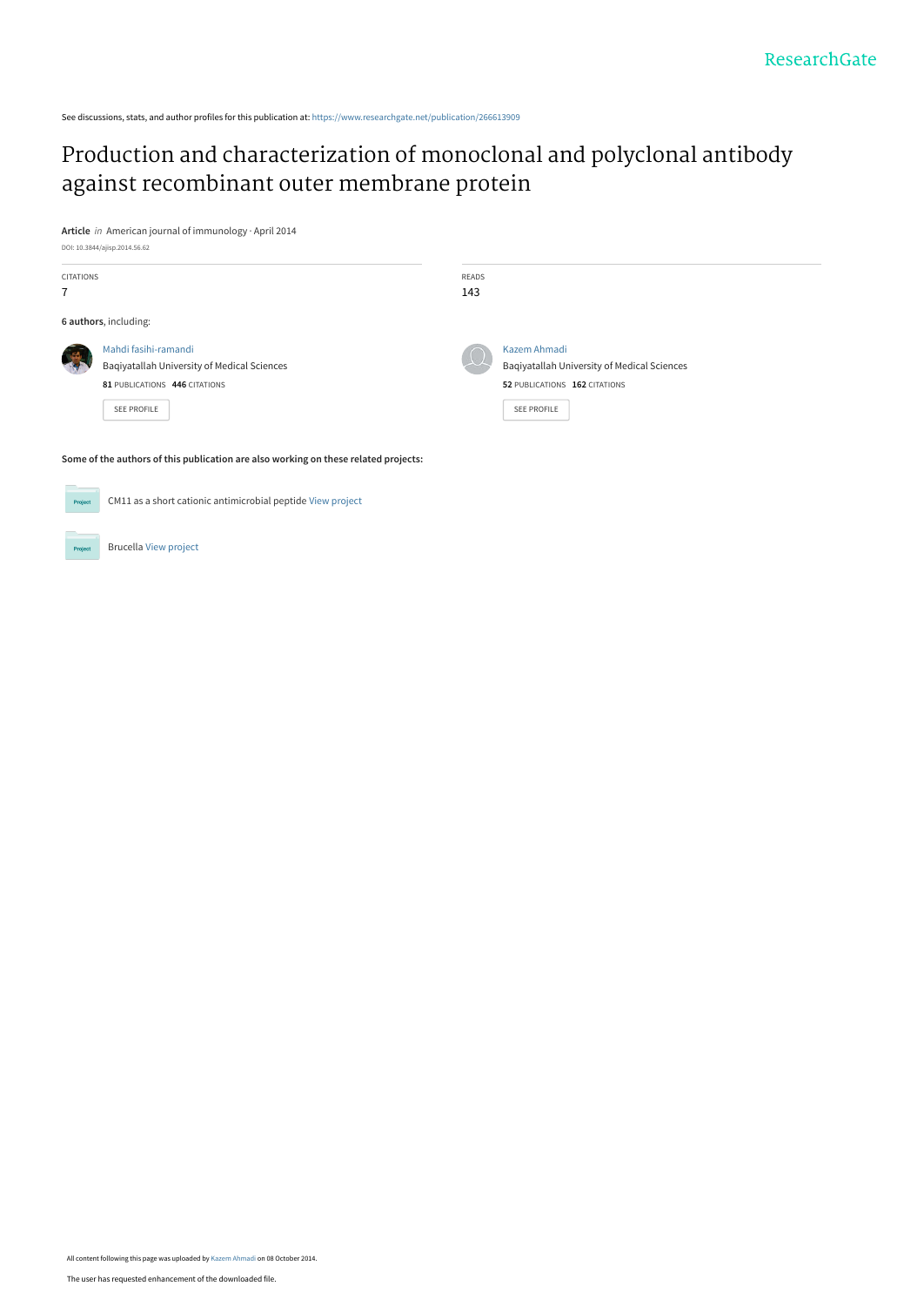See discussions, stats, and author profiles for this publication at: https://www.researchgate.net/publication/266613909

# Production and characterization of monoclonal and polyclonal antibody against recombinant outer membrane protein

**Article** *in* American journal of immunology · April 2014

DOI: 10.3844/ajisp.2014.56.62

CITATIONS
7

READS
143

**6 authors**, including:

Mahdi fasihi-ramandi
Baqiyatallah University of Medical Sciences
**81** PUBLICATIONS **446** CITATIONS

SEE PROFILE

Kazem Ahmadi
Baqiyatallah University of Medical Sciences
**52** PUBLICATIONS **162** CITATIONS

SEE PROFILE

**Some of the authors of this publication are also working on these related projects:**

CM11 as a short cationic antimicrobial peptide View project

Brucella View project

All content following this page was uploaded by Kazem Ahmadi on 08 October 2014.

The user has requested enhancement of the downloaded file.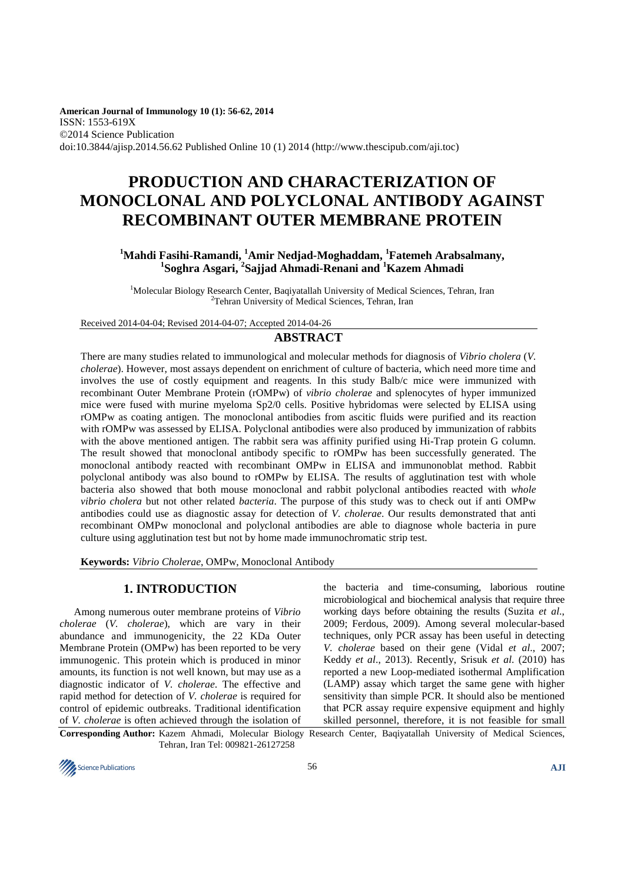**American Journal of Immunology 10 (1): 56-62, 2014**
ISSN: 1553-619X
©2014 Science Publication
doi:10.3844/ajisp.2014.56.62 Published Online 10 (1) 2014 (http://www.thescipub.com/aji.toc)

# PRODUCTION AND CHARACTERIZATION OF MONOCLONAL AND POLYCLONAL ANTIBODY AGAINST RECOMBINANT OUTER MEMBRANE PROTEIN

**[1]Mahdi Fasihi-Ramandi, [1]Amir Nedjad-Moghaddam, [1]Fatemeh Arabsalmany, [1]Soghra Asgari, [2]Sajjad Ahmadi-Renani and [1]Kazem Ahmadi**

[1]Molecular Biology Research Center, Baqiyatallah University of Medical Sciences, Tehran, Iran
[2]Tehran University of Medical Sciences, Tehran, Iran

Received 2014-04-04; Revised 2014-04-07; Accepted 2014-04-26

## ABSTRACT

There are many studies related to immunological and molecular methods for diagnosis of *Vibrio cholera* (*V. cholerae*). However, most assays dependent on enrichment of culture of bacteria, which need more time and involves the use of costly equipment and reagents. In this study Balb/c mice were immunized with recombinant Outer Membrane Protein (rOMPw) of *vibrio cholerae* and splenocytes of hyper immunized mice were fused with murine myeloma Sp2/0 cells. Positive hybridomas were selected by ELISA using rOMPw as coating antigen. The monoclonal antibodies from ascitic fluids were purified and its reaction with rOMPw was assessed by ELISA. Polyclonal antibodies were also produced by immunization of rabbits with the above mentioned antigen. The rabbit sera was affinity purified using Hi-Trap protein G column. The result showed that monoclonal antibody specific to rOMPw has been successfully generated. The monoclonal antibody reacted with recombinant OMPw in ELISA and immunonoblat method. Rabbit polyclonal antibody was also bound to rOMPw by ELISA. The results of agglutination test with whole bacteria also showed that both mouse monoclonal and rabbit polyclonal antibodies reacted with *whole vibrio cholera* but not other related *bacteria*. The purpose of this study was to check out if anti OMPw antibodies could use as diagnostic assay for detection of *V. cholerae*. Our results demonstrated that anti recombinant OMPw monoclonal and polyclonal antibodies are able to diagnose whole bacteria in pure culture using agglutination test but not by home made immunochromatic strip test.

**Keywords:** *Vibrio Cholerae*, OMPw, Monoclonal Antibody

## 1. INTRODUCTION

Among numerous outer membrane proteins of *Vibrio cholerae* (*V. cholerae*), which are vary in their abundance and immunogenicity, the 22 KDa Outer Membrane Protein (OMPw) has been reported to be very immunogenic. This protein which is produced in minor amounts, its function is not well known, but may use as a diagnostic indicator of *V. cholerae*. The effective and rapid method for detection of *V. cholerae* is required for control of epidemic outbreaks. Traditional identification of *V. cholerae* is often achieved through the isolation of the bacteria and time-consuming, laborious routine microbiological and biochemical analysis that require three working days before obtaining the results (Suzita *et al*., 2009; Ferdous, 2009). Among several molecular-based techniques, only PCR assay has been useful in detecting *V. cholerae* based on their gene (Vidal *et al*., 2007; Keddy *et al*., 2013). Recently, Srisuk *et al*. (2010) has reported a new Loop-mediated isothermal Amplification (LAMP) assay which target the same gene with higher sensitivity than simple PCR. It should also be mentioned that PCR assay require expensive equipment and highly skilled personnel, therefore, it is not feasible for small

**Corresponding Author:** Kazem Ahmadi, Molecular Biology Research Center, Baqiyatallah University of Medical Sciences, Tehran, Iran Tel: 009821-26127258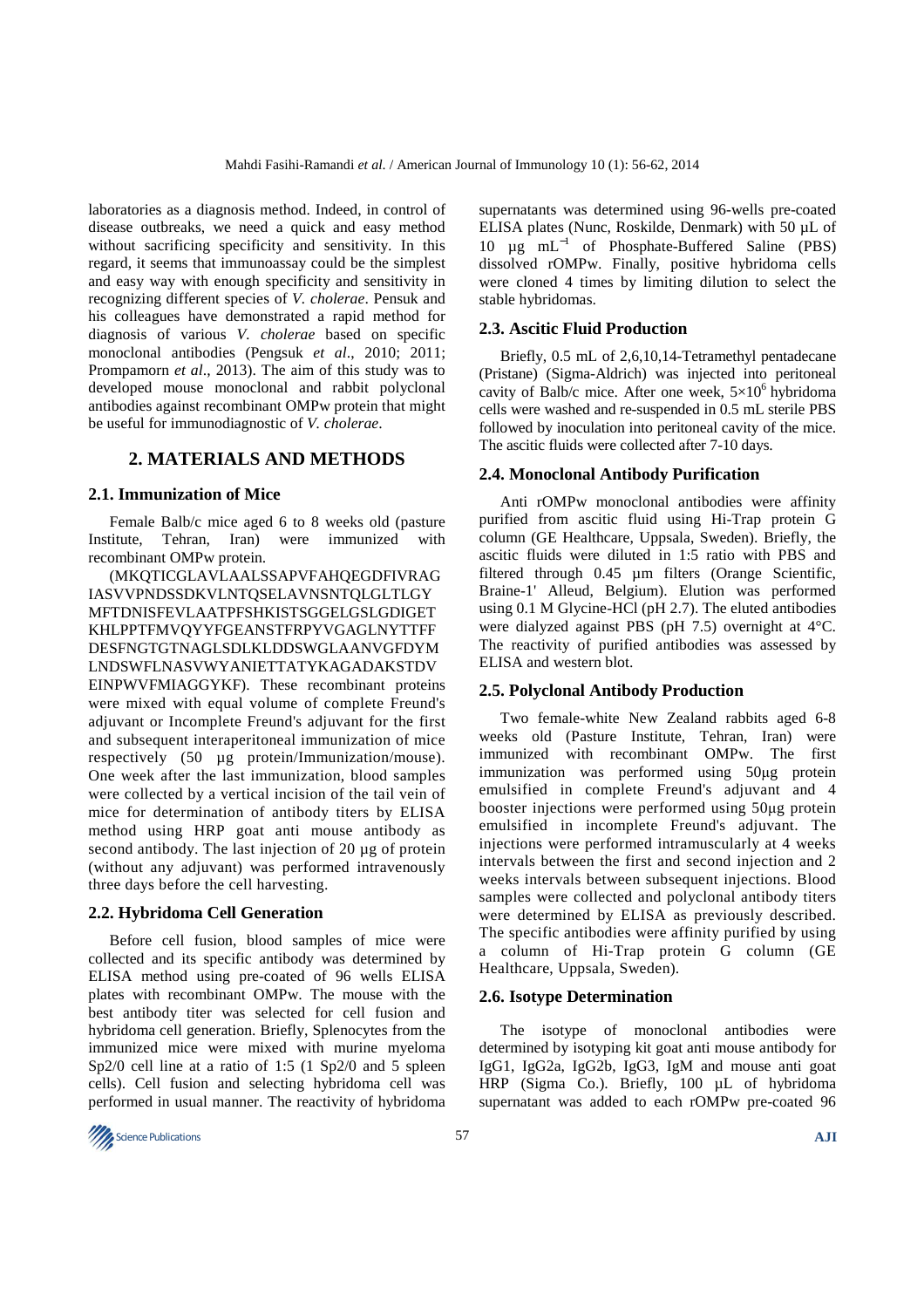laboratories as a diagnosis method. Indeed, in control of disease outbreaks, we need a quick and easy method without sacrificing specificity and sensitivity. In this regard, it seems that immunoassay could be the simplest and easy way with enough specificity and sensitivity in recognizing different species of *V. cholerae*. Pensuk and his colleagues have demonstrated a rapid method for diagnosis of various *V. cholerae* based on specific monoclonal antibodies (Pengsuk *et al*., 2010; 2011; Prompamorn *et al*., 2013). The aim of this study was to developed mouse monoclonal and rabbit polyclonal antibodies against recombinant OMPw protein that might be useful for immunodiagnostic of *V. cholerae*.

## 2. MATERIALS AND METHODS

### 2.1. Immunization of Mice

Female Balb/c mice aged 6 to 8 weeks old (pasture Institute, Tehran, Iran) were immunized with recombinant OMPw protein.

(MKQTICGLAVLAALSSAPVFAHQEGDFIVRAG IASVVPNDSSDKVLNTQSELAVNSNTQLGLTLGY MFTDNISFEVLAATPFSHKISTSGGELGSLGDIGET KHLPPTFMVQYYFGEANSTFRPYVGAGLNYTTFF DESFNGTGTNAGLSDLKLDDSWGLAANVGFDYM LNDSWFLNASVWYANIETTATYKAGADAKSTDV EINPWVFMIAGGYKF). These recombinant proteins were mixed with equal volume of complete Freund's adjuvant or Incomplete Freund's adjuvant for the first and subsequent interaperitoneal immunization of mice respectively (50 µg protein/Immunization/mouse). One week after the last immunization, blood samples were collected by a vertical incision of the tail vein of mice for determination of antibody titers by ELISA method using HRP goat anti mouse antibody as second antibody. The last injection of 20 µg of protein (without any adjuvant) was performed intravenously three days before the cell harvesting.

### 2.2. Hybridoma Cell Generation

Before cell fusion, blood samples of mice were collected and its specific antibody was determined by ELISA method using pre-coated of 96 wells ELISA plates with recombinant OMPw. The mouse with the best antibody titer was selected for cell fusion and hybridoma cell generation. Briefly, Splenocytes from the immunized mice were mixed with murine myeloma Sp2/0 cell line at a ratio of 1:5 (1 Sp2/0 and 5 spleen cells). Cell fusion and selecting hybridoma cell was performed in usual manner. The reactivity of hybridoma supernatants was determined using 96-wells pre-coated ELISA plates (Nunc, Roskilde, Denmark) with 50 µL of 10 µg $mL^{-1}$ of Phosphate-Buffered Saline (PBS) dissolved rOMPw. Finally, positive hybridoma cells were cloned 4 times by limiting dilution to select the stable hybridomas.

### 2.3. Ascitic Fluid Production

Briefly, 0.5 mL of 2,6,10,14-Tetramethyl pentadecane (Pristane) (Sigma-Aldrich) was injected into peritoneal cavity of Balb/c mice. After one week, $5\times10^6$ hybridoma cells were washed and re-suspended in 0.5 mL sterile PBS followed by inoculation into peritoneal cavity of the mice. The ascitic fluids were collected after 7-10 days.

### 2.4. Monoclonal Antibody Purification

Anti rOMPw monoclonal antibodies were affinity purified from ascitic fluid using Hi-Trap protein G column (GE Healthcare, Uppsala, Sweden). Briefly, the ascitic fluids were diluted in 1:5 ratio with PBS and filtered through 0.45 µm filters (Orange Scientific, Braine-1' Alleud, Belgium). Elution was performed using 0.1 M Glycine-HCl (pH 2.7). The eluted antibodies were dialyzed against PBS (pH 7.5) overnight at 4°C. The reactivity of purified antibodies was assessed by ELISA and western blot.

### 2.5. Polyclonal Antibody Production

Two female-white New Zealand rabbits aged 6-8 weeks old (Pasture Institute, Tehran, Iran) were immunized with recombinant OMPw. The first immunization was performed using 50µg protein emulsified in complete Freund's adjuvant and 4 booster injections were performed using 50µg protein emulsified in incomplete Freund's adjuvant. The injections were performed intramuscularly at 4 weeks intervals between the first and second injection and 2 weeks intervals between subsequent injections. Blood samples were collected and polyclonal antibody titers were determined by ELISA as previously described. The specific antibodies were affinity purified by using a column of Hi-Trap protein G column (GE Healthcare, Uppsala, Sweden).

### 2.6. Isotype Determination

The isotype of monoclonal antibodies were determined by isotyping kit goat anti mouse antibody for IgG1, IgG2a, IgG2b, IgG3, IgM and mouse anti goat HRP (Sigma Co.). Briefly, 100 µL of hybridoma supernatant was added to each rOMPw pre-coated 96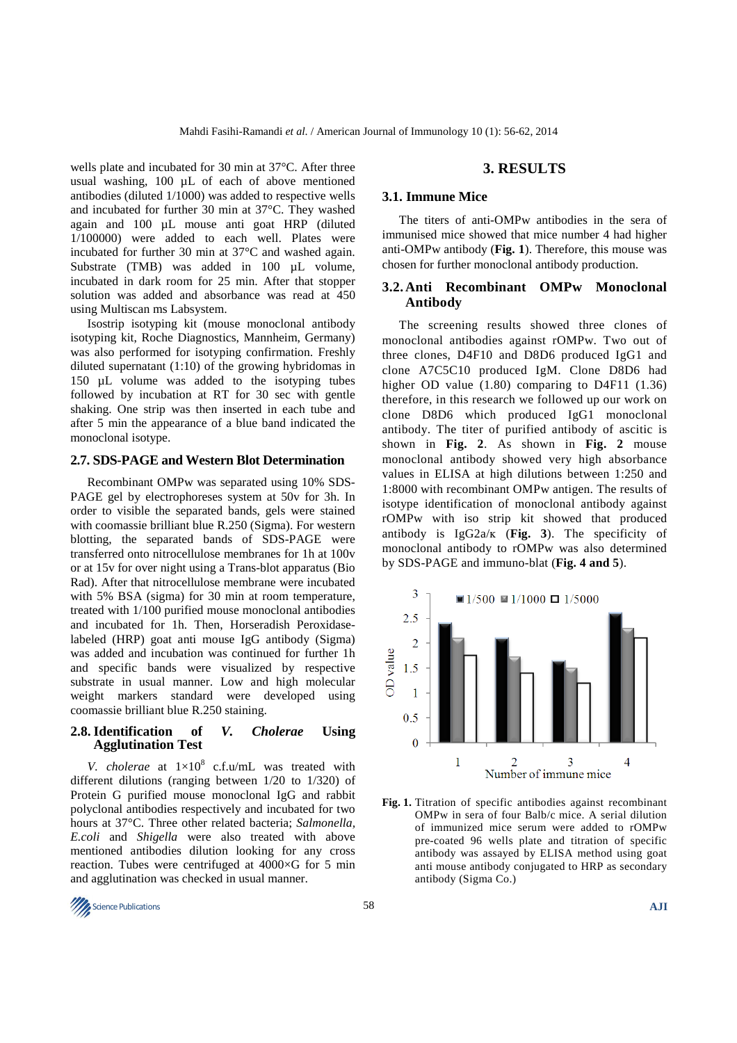wells plate and incubated for 30 min at 37°C. After three usual washing, 100 µL of each of above mentioned antibodies (diluted 1/1000) was added to respective wells and incubated for further 30 min at 37°C. They washed again and 100 µL mouse anti goat HRP (diluted 1/100000) were added to each well. Plates were incubated for further 30 min at 37°C and washed again. Substrate (TMB) was added in 100 µL volume, incubated in dark room for 25 min. After that stopper solution was added and absorbance was read at 450 using Multiscan ms Labsystem.

Isostrip isotyping kit (mouse monoclonal antibody isotyping kit, Roche Diagnostics, Mannheim, Germany) was also performed for isotyping confirmation. Freshly diluted supernatant (1:10) of the growing hybridomas in 150 µL volume was added to the isotyping tubes followed by incubation at RT for 30 sec with gentle shaking. One strip was then inserted in each tube and after 5 min the appearance of a blue band indicated the monoclonal isotype.

### 2.7. SDS-PAGE and Western Blot Determination

Recombinant OMPw was separated using 10% SDS-PAGE gel by electrophoreses system at 50v for 3h. In order to visible the separated bands, gels were stained with coomassie brilliant blue R.250 (Sigma). For western blotting, the separated bands of SDS-PAGE were transferred onto nitrocellulose membranes for 1h at 100v or at 15v for over night using a Trans-blot apparatus (Bio Rad). After that nitrocellulose membrane were incubated with 5% BSA (sigma) for 30 min at room temperature, treated with 1/100 purified mouse monoclonal antibodies and incubated for 1h. Then, Horseradish Peroxidase-labeled (HRP) goat anti mouse IgG antibody (Sigma) was added and incubation was continued for further 1h and specific bands were visualized by respective substrate in usual manner. Low and high molecular weight markers standard were developed using coomassie brilliant blue R.250 staining.

### 2.8. Identification of *V. Cholerae* Using Agglutination Test

*V. cholerae* at $1\times10^{8}$ c.f.u/mL was treated with different dilutions (ranging between 1/20 to 1/320) of Protein G purified mouse monoclonal IgG and rabbit polyclonal antibodies respectively and incubated for two hours at 37°C. Three other related bacteria; *Salmonella, E.coli* and *Shigella* were also treated with above mentioned antibodies dilution looking for any cross reaction. Tubes were centrifuged at 4000×G for 5 min and agglutination was checked in usual manner.

## 3. RESULTS

### 3.1. Immune Mice

The titers of anti-OMPw antibodies in the sera of immunised mice showed that mice number 4 had higher anti-OMPw antibody (**Fig. 1**). Therefore, this mouse was chosen for further monoclonal antibody production.

### 3.2. Anti Recombinant OMPw Monoclonal Antibody

The screening results showed three clones of monoclonal antibodies against rOMPw. Two out of three clones, D4F10 and D8D6 produced IgG1 and clone A7C5C10 produced IgM. Clone D8D6 had higher OD value (1.80) comparing to D4F11 (1.36) therefore, in this research we followed up our work on clone D8D6 which produced IgG1 monoclonal antibody. The titer of purified antibody of ascitic is shown in **Fig. 2**. As shown in **Fig. 2** mouse monoclonal antibody showed very high absorbance values in ELISA at high dilutions between 1:250 and 1:8000 with recombinant OMPw antigen. The results of isotype identification of monoclonal antibody against rOMPw with iso strip kit showed that produced antibody is IgG2a/κ (**Fig. 3**). The specificity of monoclonal antibody to rOMPw was also determined by SDS-PAGE and immuno-blat (**Fig. 4 and 5**).

**Fig. 1.** Titration of specific antibodies against recombinant OMPw in sera of four Balb/c mice. A serial dilution of immunized mice serum were added to rOMPw pre-coated 96 wells plate and titration of specific antibody was assayed by ELISA method using goat anti mouse antibody conjugated to HRP as secondary antibody (Sigma Co.)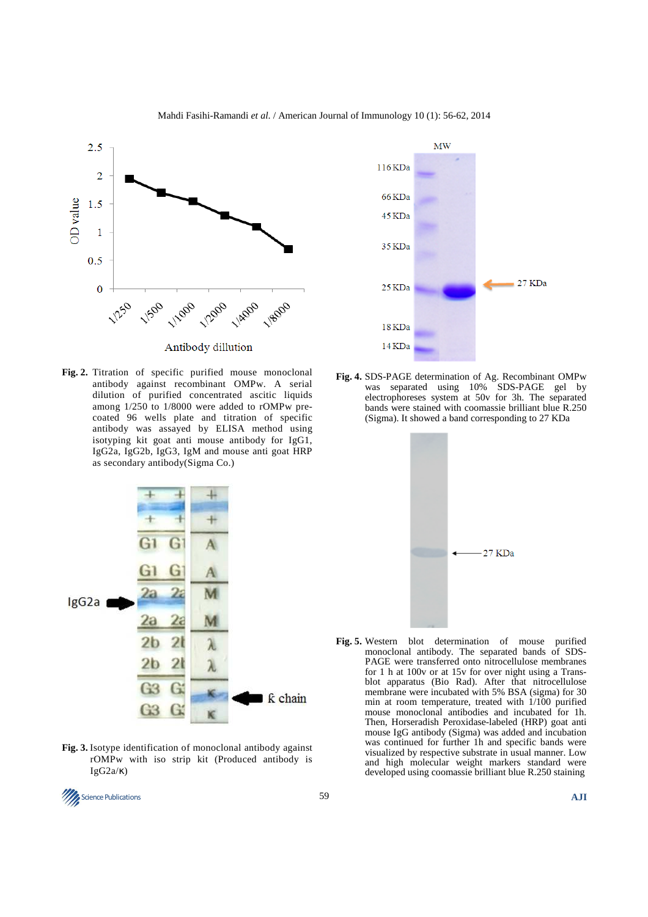**Fig. 2.** Titration of specific purified mouse monoclonal antibody against recombinant OMPw. A serial dilution of purified concentrated ascitic liquids among 1/250 to 1/8000 were added to rOMPw pre-coated 96 wells plate and titration of specific antibody was assayed by ELISA method using isotyping kit goat anti mouse antibody for IgG1, IgG2a, IgG2b, IgG3, IgM and mouse anti goat HRP as secondary antibody(Sigma Co.)

**Fig. 3.** Isotype identification of monoclonal antibody against rOMPw with iso strip kit (Produced antibody is IgG2a/κ)

**Fig. 4.** SDS-PAGE determination of Ag. Recombinant OMPw was separated using 10% SDS-PAGE gel by electrophoreses system at 50v for 3h. The separated bands were stained with coomassie brilliant blue R.250 (Sigma). It showed a band corresponding to 27 KDa

**Fig. 5.** Western blot determination of mouse purified monoclonal antibody. The separated bands of SDS-PAGE were transferred onto nitrocellulose membranes for 1 h at 100v or at 15v for over night using a Trans-blot apparatus (Bio Rad). After that nitrocellulose membrane were incubated with 5% BSA (sigma) for 30 min at room temperature, treated with 1/100 purified mouse monoclonal antibodies and incubated for 1h. Then, Horseradish Peroxidase-labeled (HRP) goat anti mouse IgG antibody (Sigma) was added and incubation was continued for further 1h and specific bands were visualized by respective substrate in usual manner. Low and high molecular weight markers standard were developed using coomassie brilliant blue R.250 staining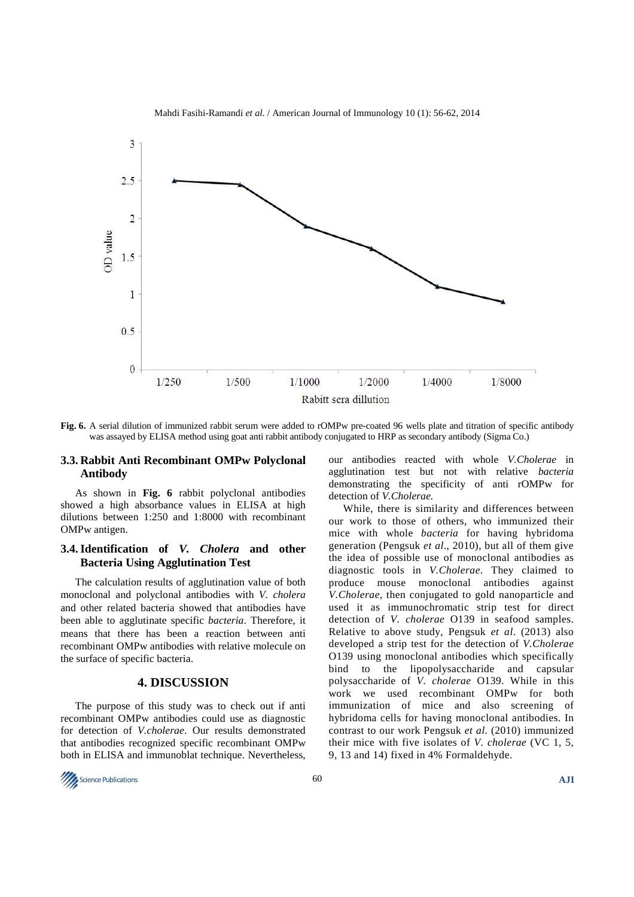**Fig. 6.** A serial dilution of immunized rabbit serum were added to rOMPw pre-coated 96 wells plate and titration of specific antibody was assayed by ELISA method using goat anti rabbit antibody conjugated to HRP as secondary antibody (Sigma Co.)

### 3.3. Rabbit Anti Recombinant OMPw Polyclonal Antibody

As shown in **Fig. 6** rabbit polyclonal antibodies showed a high absorbance values in ELISA at high dilutions between 1:250 and 1:8000 with recombinant OMPw antigen.

### 3.4. Identification of *V. Cholera* and other Bacteria Using Agglutination Test

The calculation results of agglutination value of both monoclonal and polyclonal antibodies with *V. cholera* and other related bacteria showed that antibodies have been able to agglutinate specific *bacteria*. Therefore, it means that there has been a reaction between anti recombinant OMPw antibodies with relative molecule on the surface of specific bacteria.

## 4. DISCUSSION

The purpose of this study was to check out if anti recombinant OMPw antibodies could use as diagnostic for detection of *V.cholerae*. Our results demonstrated that antibodies recognized specific recombinant OMPw both in ELISA and immunoblat technique. Nevertheless, our antibodies reacted with whole *V.Cholerae* in agglutination test but not with relative *bacteria* demonstrating the specificity of anti rOMPw for detection of *V.Cholerae.*

While, there is similarity and differences between our work to those of others, who immunized their mice with whole *bacteria* for having hybridoma generation (Pengsuk *et al*., 2010), but all of them give the idea of possible use of monoclonal antibodies as diagnostic tools in *V.Cholerae*. They claimed to produce mouse monoclonal antibodies against *V.Cholerae*, then conjugated to gold nanoparticle and used it as immunochromatic strip test for direct detection of *V. cholerae* O139 in seafood samples. Relative to above study, Pengsuk *et al*. (2013) also developed a strip test for the detection of *V.Cholerae* O139 using monoclonal antibodies which specifically bind to the lipopolysaccharide and capsular polysaccharide of *V. cholerae* O139. While in this work we used recombinant OMPw for both immunization of mice and also screening of hybridoma cells for having monoclonal antibodies. In contrast to our work Pengsuk *et al*. (2010) immunized their mice with five isolates of *V. cholerae* (VC 1, 5, 9, 13 and 14) fixed in 4% Formaldehyde.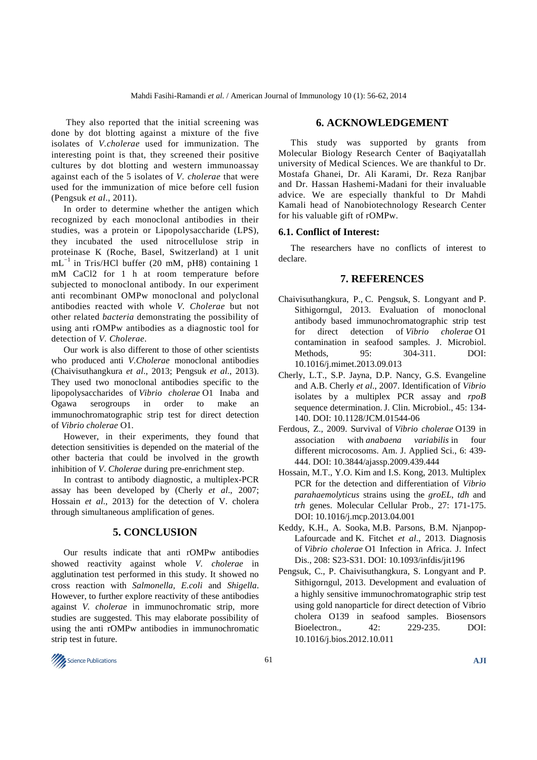They also reported that the initial screening was done by dot blotting against a mixture of the five isolates of *V.cholerae* used for immunization. The interesting point is that, they screened their positive cultures by dot blotting and western immunoassay against each of the 5 isolates of *V. cholerae* that were used for the immunization of mice before cell fusion (Pengsuk *et al*., 2011).

In order to determine whether the antigen which recognized by each monoclonal antibodies in their studies, was a protein or Lipopolysaccharide (LPS), they incubated the used nitrocellulose strip in proteinase K (Roche, Basel, Switzerland) at 1 unit $mL^{-1}$ in Tris/HCl buffer (20 mM, pH8) containing 1 mM CaCl2 for 1 h at room temperature before subjected to monoclonal antibody. In our experiment anti recombinant OMPw monoclonal and polyclonal antibodies reacted with whole *V. Cholerae* but not other related *bacteria* demonstrating the possibility of using anti rOMPw antibodies as a diagnostic tool for detection of *V. Cholerae*.

Our work is also different to those of other scientists who produced anti *V.Cholerae* monoclonal antibodies (Chaivisuthangkura *et al*., 2013; Pengsuk *et al*., 2013). They used two monoclonal antibodies specific to the lipopolysaccharides of *Vibrio cholerae* O1 Inaba and Ogawa serogroups in order to make an immunochromatographic strip test for direct detection of *Vibrio cholerae* O1.

However, in their experiments, they found that detection sensitivities is depended on the material of the other bacteria that could be involved in the growth inhibition of *V. Cholerae* during pre-enrichment step.

In contrast to antibody diagnostic, a multiplex-PCR assay has been developed by (Cherly *et al*., 2007; Hossain *et al*., 2013) for the detection of V. cholera through simultaneous amplification of genes.

## 5. CONCLUSION

Our results indicate that anti rOMPw antibodies showed reactivity against whole *V. cholerae* in agglutination test performed in this study. It showed no cross reaction with *Salmonella, E.coli* and *Shigella*. However, to further explore reactivity of these antibodies against *V. cholerae* in immunochromatic strip, more studies are suggested. This may elaborate possibility of using the anti rOMPw antibodies in immunochromatic strip test in future.

## 6. ACKNOWLEDGEMENT

This study was supported by grants from Molecular Biology Research Center of Baqiyatallah university of Medical Sciences. We are thankful to Dr. Mostafa Ghanei, Dr. Ali Karami, Dr. Reza Ranjbar and Dr. Hassan Hashemi-Madani for their invaluable advice. We are especially thankful to Dr Mahdi Kamali head of Nanobiotechnology Research Center for his valuable gift of rOMPw.

### 6.1. Conflict of Interest:

The researchers have no conflicts of interest to declare.

## 7. REFERENCES

Chaivisuthangkura, P., C. Pengsuk, S. Longyant and P. Sithigorngul, 2013. Evaluation of monoclonal antibody based immunochromatographic strip test for direct detection of *Vibrio cholerae* O1 contamination in seafood samples. J. Microbiol. Methods, 95: 304-311. DOI: 10.1016/j.mimet.2013.09.013

Cherly, L.T., S.P. Jayna, D.P. Nancy, G.S. Evangeline and A.B. Cherly *et al*., 2007. Identification of *Vibrio* isolates by a multiplex PCR assay and *rpoB* sequence determination. J. Clin. Microbiol., 45: 134-140. DOI: 10.1128/JCM.01544-06

Ferdous, Z., 2009. Survival of *Vibrio cholerae* O139 in association with *anabaena variabilis* in four different micrococosoms. Am. J. Applied Sci., 6: 439-444. DOI: 10.3844/ajassp.2009.439.444

Hossain, M.T., Y.O. Kim and I.S. Kong, 2013. Multiplex PCR for the detection and differentiation of *Vibrio parahaemolyticus* strains using the *groEL*, *tdh* and *trh* genes. Molecular Cellular Prob., 27: 171-175. DOI: 10.1016/j.mcp.2013.04.001

Keddy, K.H., A. Sooka, M.B. Parsons, B.M. Njanpop-Lafourcade and K. Fitchet *et al*., 2013. Diagnosis of *Vibrio cholerae* O1 Infection in Africa. J. Infect Dis., 208: S23-S31. DOI: 10.1093/infdis/jit196

Pengsuk, C., P. Chaivisuthangkura, S. Longyant and P. Sithigorngul, 2013. Development and evaluation of a highly sensitive immunochromatographic strip test using gold nanoparticle for direct detection of Vibrio cholera O139 in seafood samples. Biosensors Bioelectron., 42: 229-235. DOI: 10.1016/j.bios.2012.10.011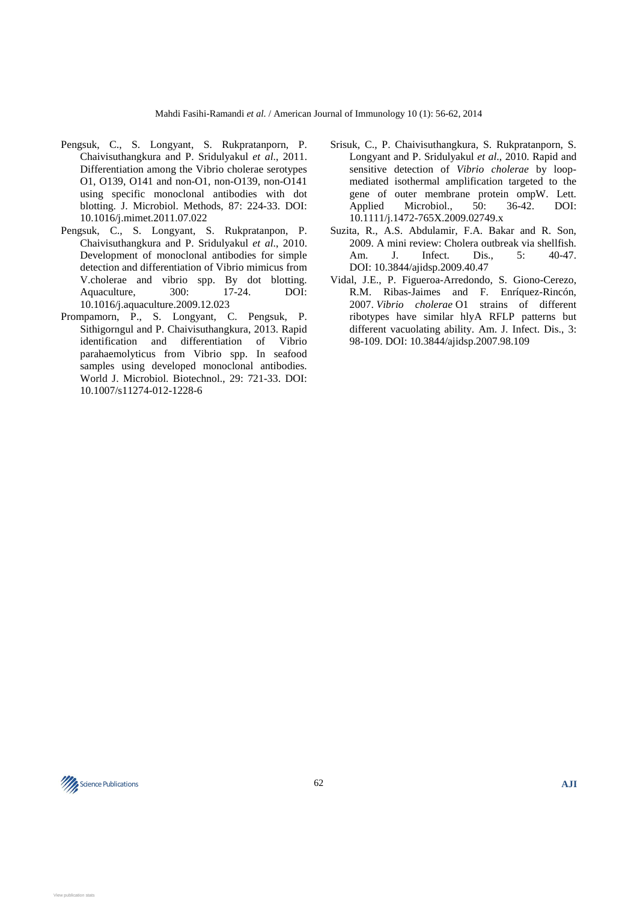Pengsuk, C., S. Longyant, S. Rukpratanporn, P. Chaivisuthangkura and P. Sridulyakul *et al*., 2011. Differentiation among the Vibrio cholerae serotypes O1, O139, O141 and non-O1, non-O139, non-O141 using specific monoclonal antibodies with dot blotting. J. Microbiol. Methods, 87: 224-33. DOI: 10.1016/j.mimet.2011.07.022

Pengsuk, C., S. Longyant, S. Rukpratanpon, P. Chaivisuthangkura and P. Sridulyakul *et al*., 2010. Development of monoclonal antibodies for simple detection and differentiation of Vibrio mimicus from V.cholerae and vibrio spp. By dot blotting. Aquaculture, 300: 17-24. DOI: 10.1016/j.aquaculture.2009.12.023

Prompamorn, P., S. Longyant, C. Pengsuk, P. Sithigorngul and P. Chaivisuthangkura, 2013. Rapid identification and differentiation of Vibrio parahaemolyticus from Vibrio spp. In seafood samples using developed monoclonal antibodies. World J. Microbiol. Biotechnol., 29: 721-33. DOI: 10.1007/s11274-012-1228-6

Srisuk, C., P. Chaivisuthangkura, S. Rukpratanporn, S. Longyant and P. Sridulyakul *et al*., 2010. Rapid and sensitive detection of *Vibrio cholerae* by loop-mediated isothermal amplification targeted to the gene of outer membrane protein ompW. Lett. Applied Microbiol., 50: 36-42. DOI: 10.1111/j.1472-765X.2009.02749.x

Suzita, R., A.S. Abdulamir, F.A. Bakar and R. Son, 2009. A mini review: Cholera outbreak via shellfish. Am. J. Infect. Dis., 5: 40-47. DOI: 10.3844/ajidsp.2009.40.47

Vidal, J.E., P. Figueroa-Arredondo, S. Giono-Cerezo, R.M. Ribas-Jaimes and F. Enríquez-Rincón, 2007. *Vibrio cholerae* O1 strains of different ribotypes have similar hlyA RFLP patterns but different vacuolating ability. Am. J. Infect. Dis., 3: 98-109. DOI: 10.3844/ajidsp.2007.98.109